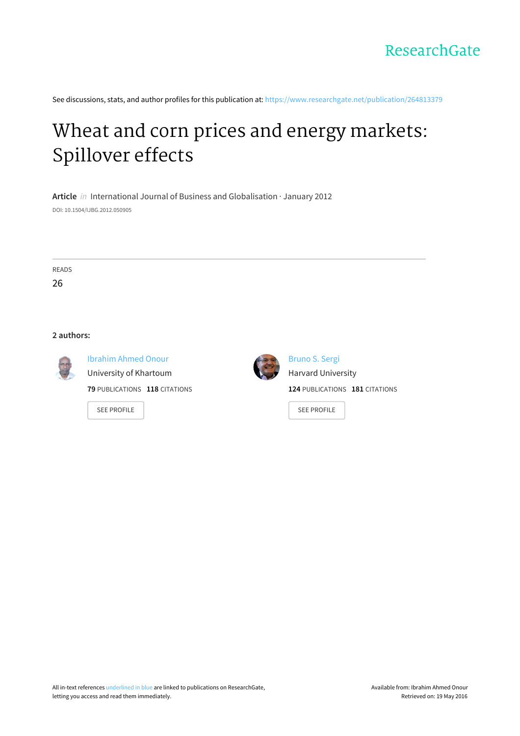ResearchGate

See discussions, stats, and author profiles for this publication at: https://www.researchgate.net/publication/264813379

# Wheat and corn prices and energy markets: Spillover effects

**Article** *in* International Journal of Business and Globalisation · January 2012

DOI: 10.1504/IJBG.2012.050905

READS

26

**2 authors:**

Ibrahim Ahmed Onour
University of Khartoum
**79** PUBLICATIONS **118** CITATIONS

SEE PROFILE

Bruno S. Sergi
Harvard University
**124** PUBLICATIONS **181** CITATIONS

SEE PROFILE

All in-text references underlined in blue are linked to publications on ResearchGate, letting you access and read them immediately.

Available from: Ibrahim Ahmed Onour
Retrieved on: 19 May 2016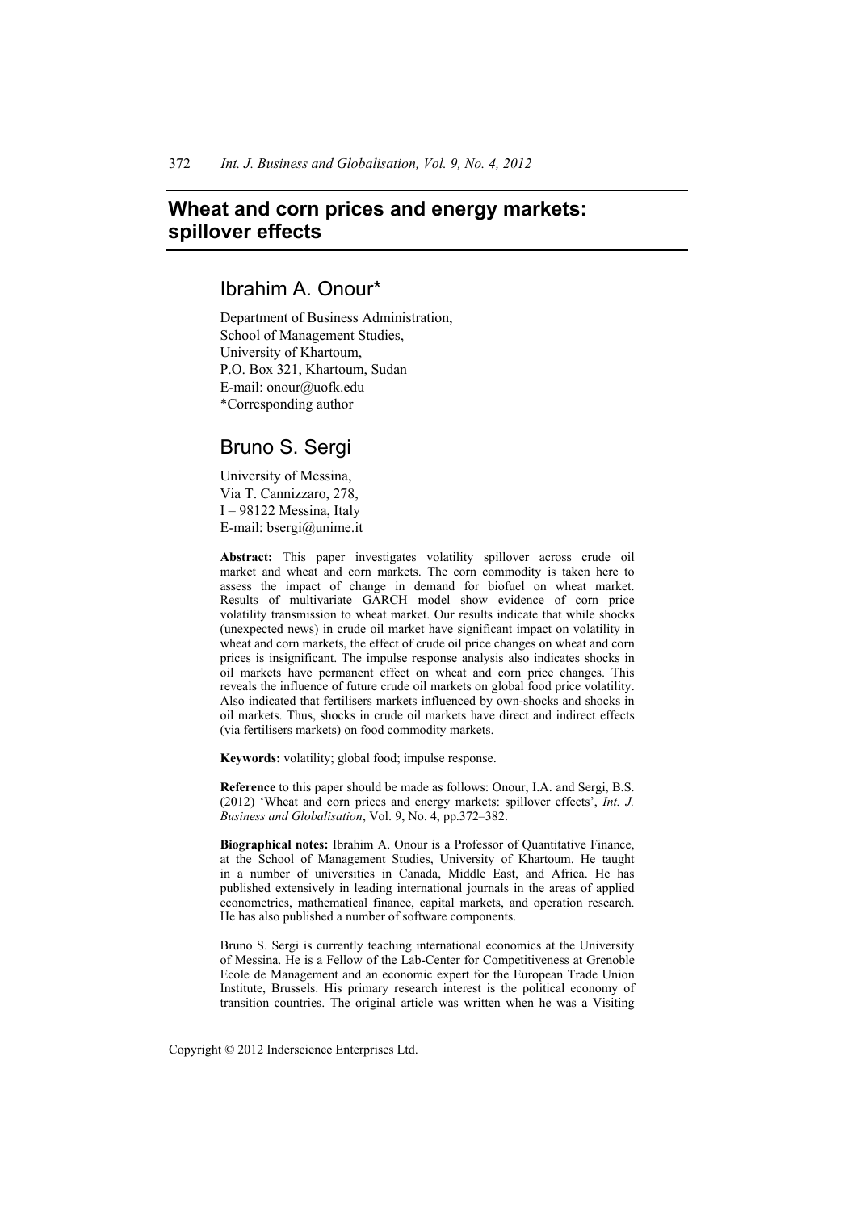# Wheat and corn prices and energy markets: spillover effects

## Ibrahim A. Onour*

Department of Business Administration,
School of Management Studies,
University of Khartoum,
P.O. Box 321, Khartoum, Sudan
E-mail: onour@uofk.edu
*Corresponding author

## Bruno S. Sergi

University of Messina,
Via T. Cannizzaro, 278,
I – 98122 Messina, Italy
E-mail: bsergi@unime.it

**Abstract:** This paper investigates volatility spillover across crude oil market and wheat and corn markets. The corn commodity is taken here to assess the impact of change in demand for biofuel on wheat market. Results of multivariate GARCH model show evidence of corn price volatility transmission to wheat market. Our results indicate that while shocks (unexpected news) in crude oil market have significant impact on volatility in wheat and corn markets, the effect of crude oil price changes on wheat and corn prices is insignificant. The impulse response analysis also indicates shocks in oil markets have permanent effect on wheat and corn price changes. This reveals the influence of future crude oil markets on global food price volatility. Also indicated that fertilisers markets influenced by own-shocks and shocks in oil markets. Thus, shocks in crude oil markets have direct and indirect effects (via fertilisers markets) on food commodity markets.

**Keywords:** volatility; global food; impulse response.

**Reference** to this paper should be made as follows: Onour, I.A. and Sergi, B.S. (2012) 'Wheat and corn prices and energy markets: spillover effects', *Int. J. Business and Globalisation*, Vol. 9, No. 4, pp.372–382.

**Biographical notes:** Ibrahim A. Onour is a Professor of Quantitative Finance, at the School of Management Studies, University of Khartoum. He taught in a number of universities in Canada, Middle East, and Africa. He has published extensively in leading international journals in the areas of applied econometrics, mathematical finance, capital markets, and operation research. He has also published a number of software components.

Bruno S. Sergi is currently teaching international economics at the University of Messina. He is a Fellow of the Lab-Center for Competitiveness at Grenoble Ecole de Management and an economic expert for the European Trade Union Institute, Brussels. His primary research interest is the political economy of transition countries. The original article was written when he was a Visiting

Copyright © 2012 Inderscience Enterprises Ltd.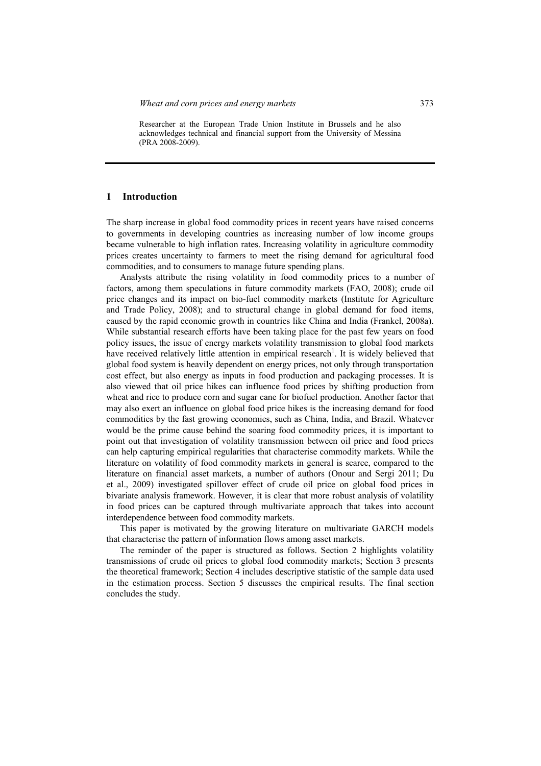Researcher at the European Trade Union Institute in Brussels and he also acknowledges technical and financial support from the University of Messina (PRA 2008-2009).

## 1 Introduction

The sharp increase in global food commodity prices in recent years have raised concerns to governments in developing countries as increasing number of low income groups became vulnerable to high inflation rates. Increasing volatility in agriculture commodity prices creates uncertainty to farmers to meet the rising demand for agricultural food commodities, and to consumers to manage future spending plans.

Analysts attribute the rising volatility in food commodity prices to a number of factors, among them speculations in future commodity markets (FAO, 2008); crude oil price changes and its impact on bio-fuel commodity markets (Institute for Agriculture and Trade Policy, 2008); and to structural change in global demand for food items, caused by the rapid economic growth in countries like China and India (Frankel, 2008a). While substantial research efforts have been taking place for the past few years on food policy issues, the issue of energy markets volatility transmission to global food markets have received relatively little attention in empirical research[1]. It is widely believed that global food system is heavily dependent on energy prices, not only through transportation cost effect, but also energy as inputs in food production and packaging processes. It is also viewed that oil price hikes can influence food prices by shifting production from wheat and rice to produce corn and sugar cane for biofuel production. Another factor that may also exert an influence on global food price hikes is the increasing demand for food commodities by the fast growing economies, such as China, India, and Brazil. Whatever would be the prime cause behind the soaring food commodity prices, it is important to point out that investigation of volatility transmission between oil price and food prices can help capturing empirical regularities that characterise commodity markets. While the literature on volatility of food commodity markets in general is scarce, compared to the literature on financial asset markets, a number of authors (Onour and Sergi 2011; Du et al., 2009) investigated spillover effect of crude oil price on global food prices in bivariate analysis framework. However, it is clear that more robust analysis of volatility in food prices can be captured through multivariate approach that takes into account interdependence between food commodity markets.

This paper is motivated by the growing literature on multivariate GARCH models that characterise the pattern of information flows among asset markets.

The reminder of the paper is structured as follows. Section 2 highlights volatility transmissions of crude oil prices to global food commodity markets; Section 3 presents the theoretical framework; Section 4 includes descriptive statistic of the sample data used in the estimation process. Section 5 discusses the empirical results. The final section concludes the study.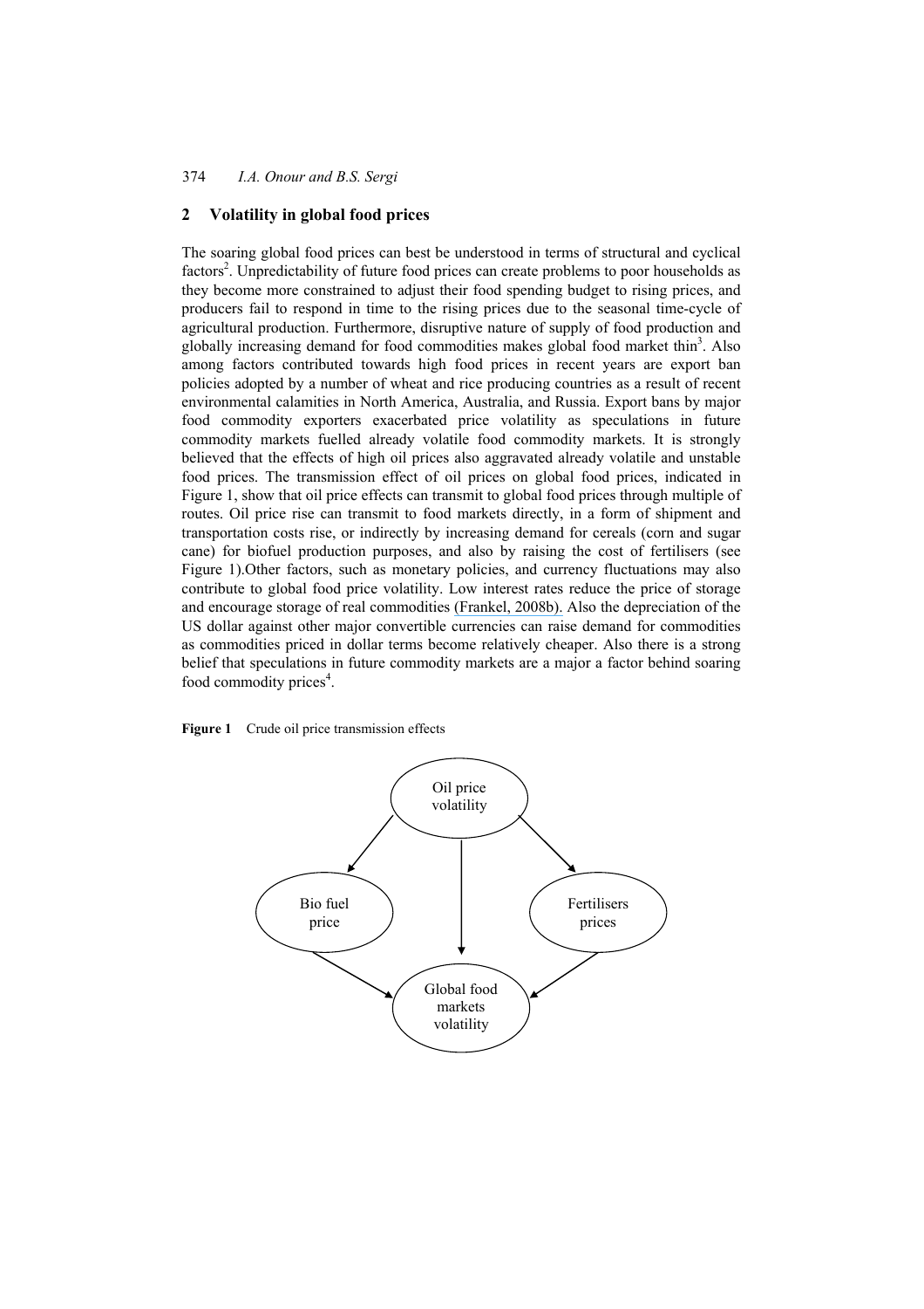## 2 Volatility in global food prices

The soaring global food prices can best be understood in terms of structural and cyclical factors[2]. Unpredictability of future food prices can create problems to poor households as they become more constrained to adjust their food spending budget to rising prices, and producers fail to respond in time to the rising prices due to the seasonal time-cycle of agricultural production. Furthermore, disruptive nature of supply of food production and globally increasing demand for food commodities makes global food market thin[3]. Also among factors contributed towards high food prices in recent years are export ban policies adopted by a number of wheat and rice producing countries as a result of recent environmental calamities in North America, Australia, and Russia. Export bans by major food commodity exporters exacerbated price volatility as speculations in future commodity markets fuelled already volatile food commodity markets. It is strongly believed that the effects of high oil prices also aggravated already volatile and unstable food prices. The transmission effect of oil prices on global food prices, indicated in Figure 1, show that oil price effects can transmit to global food prices through multiple of routes. Oil price rise can transmit to food markets directly, in a form of shipment and transportation costs rise, or indirectly by increasing demand for cereals (corn and sugar cane) for biofuel production purposes, and also by raising the cost of fertilisers (see Figure 1).Other factors, such as monetary policies, and currency fluctuations may also contribute to global food price volatility. Low interest rates reduce the price of storage and encourage storage of real commodities (Frankel, 2008b). Also the depreciation of the US dollar against other major convertible currencies can raise demand for commodities as commodities priced in dollar terms become relatively cheaper. Also there is a strong belief that speculations in future commodity markets are a major a factor behind soaring food commodity prices[4].

**Figure 1** Crude oil price transmission effects

Oil price volatility → Bio fuel price → Global food markets volatility

Oil price volatility → Global food markets volatility

Oil price volatility → Fertilisers prices → Global food markets volatility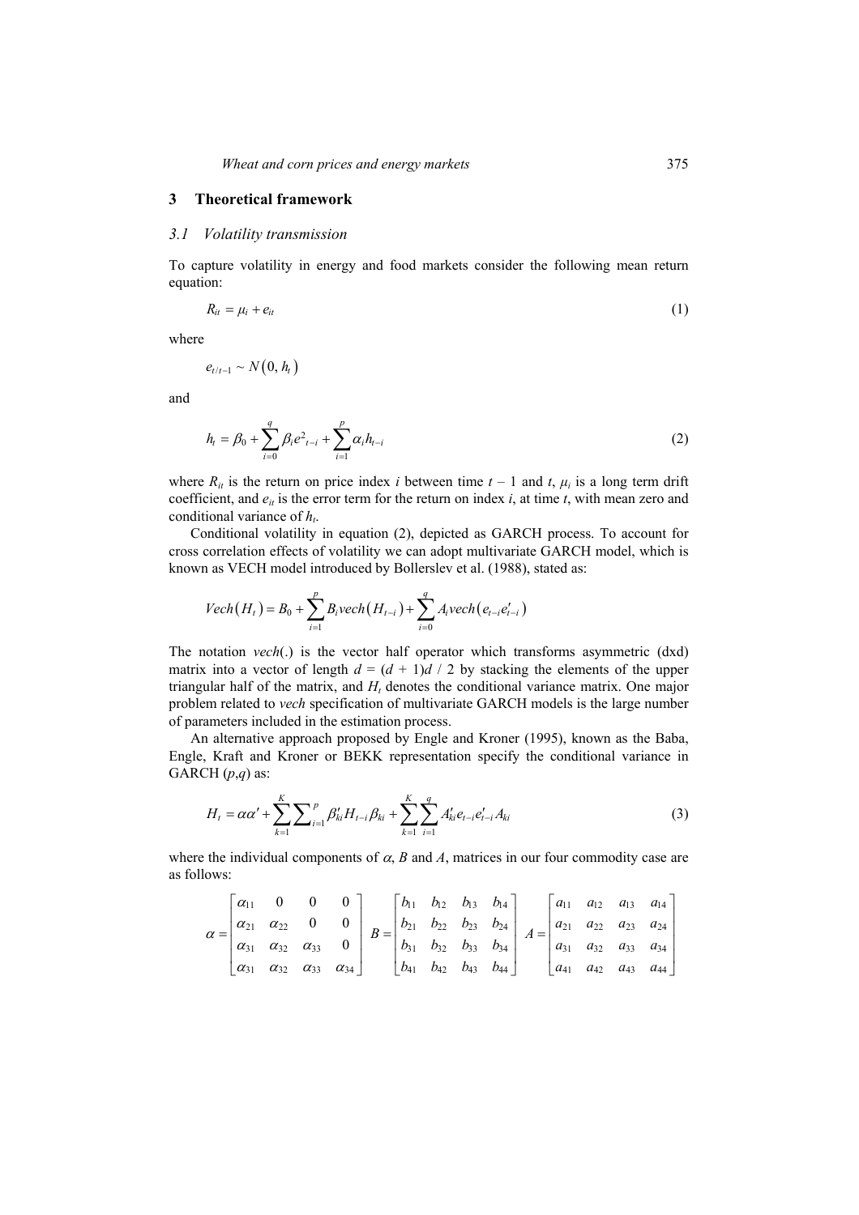## 3 Theoretical framework

### 3.1 Volatility transmission

To capture volatility in energy and food markets consider the following mean return equation:

$$R_{it} = \mu_i + e_{it} \tag{1}$$

where

$$e_{t/t-1} \sim N(0, h_t)$$

and

$$h_t = \beta_0 + \sum_{i=0}^{q} \beta_i e^2_{t-i} + \sum_{i=1}^{p} \alpha_i h_{t-i} \tag{2}$$

where $R_{it}$ is the return on price index $i$ between time $t - 1$ and $t$, $\mu_i$ is a long term drift coefficient, and $e_{it}$ is the error term for the return on index $i$, at time $t$, with mean zero and conditional variance of $h_t$.

Conditional volatility in equation (2), depicted as GARCH process. To account for cross correlation effects of volatility we can adopt multivariate GARCH model, which is known as VECH model introduced by Bollerslev et al. (1988), stated as:

$$Vech(H_t) = B_0 + \sum_{i=1}^{p} B_i vech(H_{t-i}) + \sum_{i=0}^{q} A_i vech(e_{t-i}e'_{t-i})$$

The notation *vech*(.) is the vector half operator which transforms asymmetric (dxd) matrix into a vector of length $d = (d + 1)d / 2$ by stacking the elements of the upper triangular half of the matrix, and $H_t$ denotes the conditional variance matrix. One major problem related to *vech* specification of multivariate GARCH models is the large number of parameters included in the estimation process.

An alternative approach proposed by Engle and Kroner (1995), known as the Baba, Engle, Kraft and Kroner or BEKK representation specify the conditional variance in GARCH ($p$,$q$) as:

$$H_t = \alpha\alpha' + \sum_{k=1}^{K} \sum_{i=1}^{p} \beta'_{ki} H_{t-i} \beta_{ki} + \sum_{k=1}^{K} \sum_{i=1}^{q} A'_{ki} e_{t-i} e'_{t-i} A_{ki} \tag{3}$$

where the individual components of $\alpha$, $B$ and $A$, matrices in our four commodity case are as follows:

$$\alpha = \begin{bmatrix} \alpha_{11} & 0 & 0 & 0 \\ \alpha_{21} & \alpha_{22} & 0 & 0 \\ \alpha_{31} & \alpha_{32} & \alpha_{33} & 0 \\ \alpha_{31} & \alpha_{32} & \alpha_{33} & \alpha_{34} \end{bmatrix} \quad B = \begin{bmatrix} b_{11} & b_{12} & b_{13} & b_{14} \\ b_{21} & b_{22} & b_{23} & b_{24} \\ b_{31} & b_{32} & b_{33} & b_{34} \\ b_{41} & b_{42} & b_{43} & b_{44} \end{bmatrix} \quad A = \begin{bmatrix} a_{11} & a_{12} & a_{13} & a_{14} \\ a_{21} & a_{22} & a_{23} & a_{24} \\ a_{31} & a_{32} & a_{33} & a_{34} \\ a_{41} & a_{42} & a_{43} & a_{44} \end{bmatrix}$$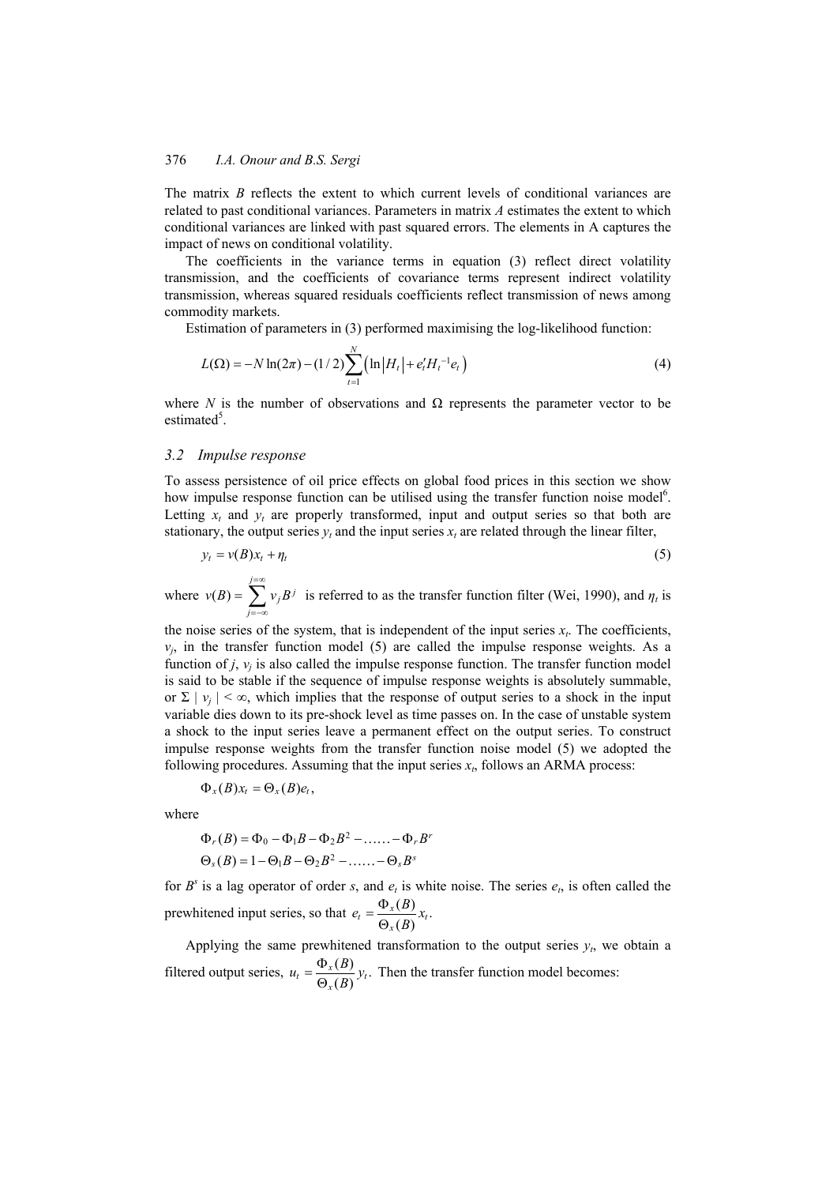The matrix $B$ reflects the extent to which current levels of conditional variances are related to past conditional variances. Parameters in matrix $A$ estimates the extent to which conditional variances are linked with past squared errors. The elements in A captures the impact of news on conditional volatility.

The coefficients in the variance terms in equation (3) reflect direct volatility transmission, and the coefficients of covariance terms represent indirect volatility transmission, whereas squared residuals coefficients reflect transmission of news among commodity markets.

Estimation of parameters in (3) performed maximising the log-likelihood function:

$$L(\Omega) = -N \ln(2\pi) - (1/2)\sum_{t=1}^{N}\left(\ln|H_t| + e_t' H_t^{-1} e_t\right) \tag{4}$$

where $N$ is the number of observations and $\Omega$ represents the parameter vector to be estimated[5].

### 3.2 Impulse response

To assess persistence of oil price effects on global food prices in this section we show how impulse response function can be utilised using the transfer function noise model[6]. Letting $x_t$ and $y_t$ are properly transformed, input and output series so that both are stationary, the output series $y_t$ and the input series $x_t$ are related through the linear filter,

$$y_t = v(B)x_t + \eta_t \tag{5}$$

where $v(B) = \sum_{j=-\infty}^{j=\infty} v_j B^j$ is referred to as the transfer function filter (Wei, 1990), and $\eta_t$ is the noise series of the system, that is independent of the input series $x_t$. The coefficients, $v_j$, in the transfer function model (5) are called the impulse response weights. As a function of $j$, $v_j$ is also called the impulse response function. The transfer function model is said to be stable if the sequence of impulse response weights is absolutely summable, or $\Sigma\, | v_j | < \infty$, which implies that the response of output series to a shock in the input variable dies down to its pre-shock level as time passes on. In the case of unstable system a shock to the input series leave a permanent effect on the output series. To construct impulse response weights from the transfer function noise model (5) we adopted the following procedures. Assuming that the input series $x_t$, follows an ARMA process:

$$\Phi_x(B)x_t = \Theta_x(B)e_t,$$

where

$$\Phi_r(B) = \Phi_0 - \Phi_1 B - \Phi_2 B^2 - \ldots\ldots - \Phi_r B^r$$

$$\Theta_s(B) = 1 - \Theta_1 B - \Theta_2 B^2 - \ldots\ldots - \Theta_s B^s$$

for $B^s$ is a lag operator of order $s$, and $e_t$ is white noise. The series $e_t$, is often called the prewhitened input series, so that $e_t = \dfrac{\Phi_x(B)}{\Theta_x(B)} x_t$.

Applying the same prewhitened transformation to the output series $y_t$, we obtain a filtered output series, $u_t = \dfrac{\Phi_x(B)}{\Theta_x(B)} y_t$. Then the transfer function model becomes: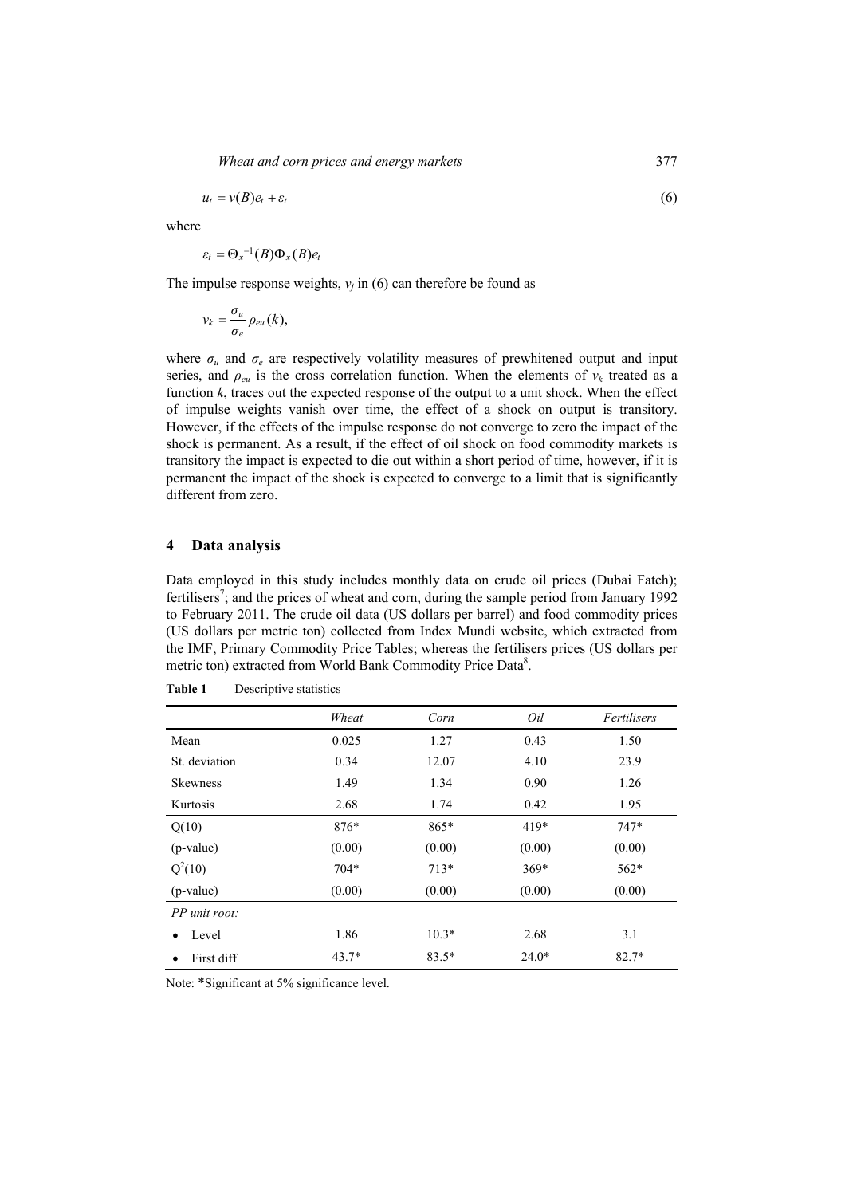$$u_t = v(B)e_t + \varepsilon_t \quad (6)$$

where

$$\varepsilon_t = \Theta_x^{-1}(B)\Phi_x(B)e_t$$

The impulse response weights, $v_j$ in (6) can therefore be found as

$$v_k = \frac{\sigma_u}{\sigma_e}\rho_{eu}(k),$$

where $\sigma_u$ and $\sigma_e$ are respectively volatility measures of prewhitened output and input series, and $\rho_{eu}$ is the cross correlation function. When the elements of $v_k$ treated as a function $k$, traces out the expected response of the output to a unit shock. When the effect of impulse weights vanish over time, the effect of a shock on output is transitory. However, if the effects of the impulse response do not converge to zero the impact of the shock is permanent. As a result, if the effect of oil shock on food commodity markets is transitory the impact is expected to die out within a short period of time, however, if it is permanent the impact of the shock is expected to converge to a limit that is significantly different from zero.

## 4 Data analysis

Data employed in this study includes monthly data on crude oil prices (Dubai Fateh); fertilisers[7]; and the prices of wheat and corn, during the sample period from January 1992 to February 2011. The crude oil data (US dollars per barrel) and food commodity prices (US dollars per metric ton) collected from Index Mundi website, which extracted from the IMF, Primary Commodity Price Tables; whereas the fertilisers prices (US dollars per metric ton) extracted from World Bank Commodity Price Data[8].

**Table 1** Descriptive statistics

| | *Wheat* | *Corn* | *Oil* | *Fertilisers* |
|---|---|---|---|---|
| Mean | 0.025 | 1.27 | 0.43 | 1.50 |
| St. deviation | 0.34 | 12.07 | 4.10 | 23.9 |
| Skewness | 1.49 | 1.34 | 0.90 | 1.26 |
| Kurtosis | 2.68 | 1.74 | 0.42 | 1.95 |
| Q(10) | 876* | 865* | 419* | 747* |
| (p-value) | (0.00) | (0.00) | (0.00) | (0.00) |
| $Q^2(10)$ | 704* | 713* | 369* | 562* |
| (p-value) | (0.00) | (0.00) | (0.00) | (0.00) |
| *PP unit root:* | | | | |
| • Level | 1.86 | 10.3* | 2.68 | 3.1 |
| • First diff | 43.7* | 83.5* | 24.0* | 82.7* |

Note: *Significant at 5% significance level.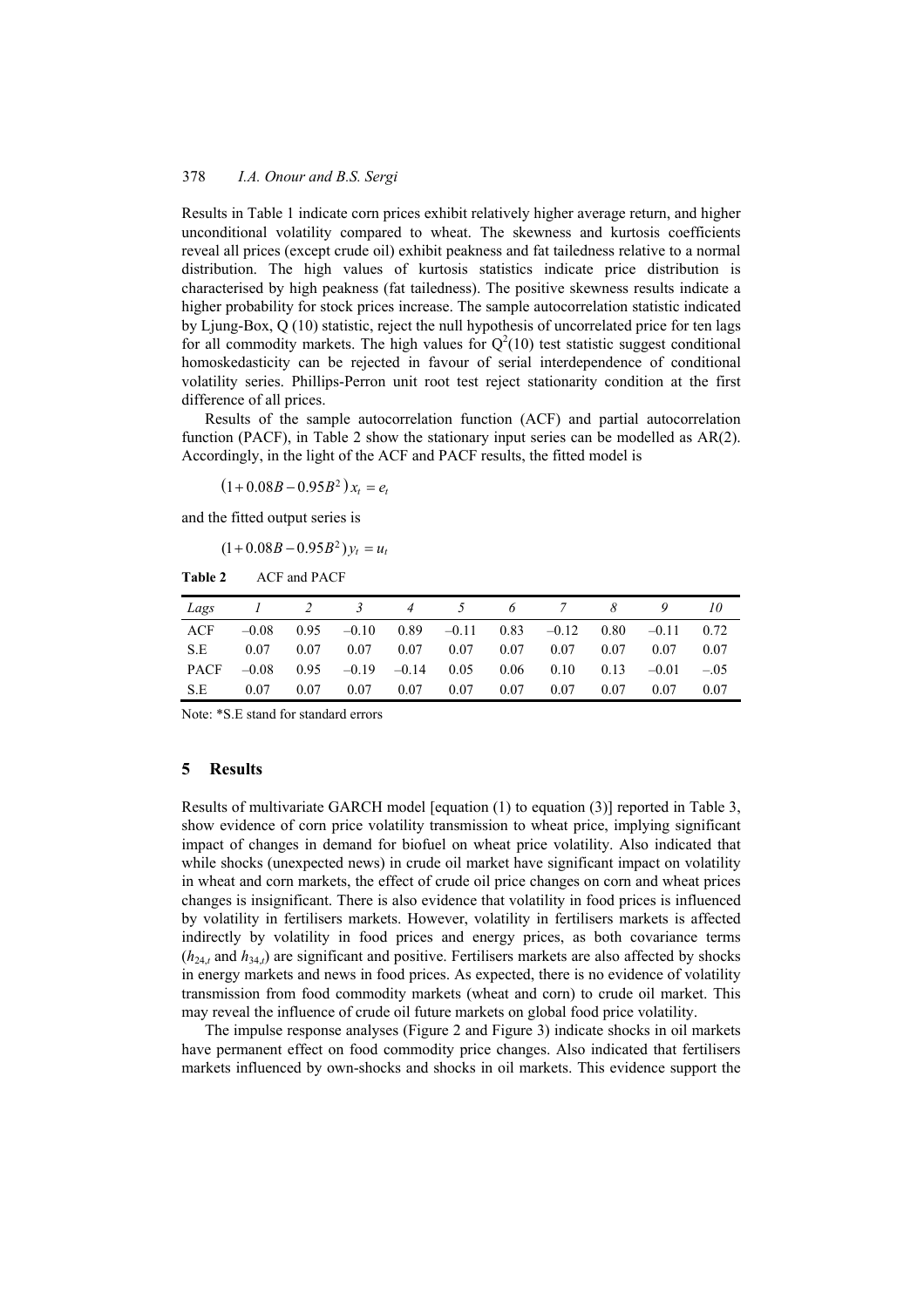Results in Table 1 indicate corn prices exhibit relatively higher average return, and higher unconditional volatility compared to wheat. The skewness and kurtosis coefficients reveal all prices (except crude oil) exhibit peakness and fat tailedness relative to a normal distribution. The high values of kurtosis statistics indicate price distribution is characterised by high peakness (fat tailedness). The positive skewness results indicate a higher probability for stock prices increase. The sample autocorrelation statistic indicated by Ljung-Box, Q (10) statistic, reject the null hypothesis of uncorrelated price for ten lags for all commodity markets. The high values for $Q^2(10)$ test statistic suggest conditional homoskedasticity can be rejected in favour of serial interdependence of conditional volatility series. Phillips-Perron unit root test reject stationarity condition at the first difference of all prices.

Results of the sample autocorrelation function (ACF) and partial autocorrelation function (PACF), in Table 2 show the stationary input series can be modelled as AR(2). Accordingly, in the light of the ACF and PACF results, the fitted model is

$$\left(1+0.08B-0.95B^2\right)x_t = e_t$$

and the fitted output series is

$$(1+0.08B-0.95B^2)y_t = u_t$$

**Table 2** ACF and PACF

| *Lags* | *1* | *2* | *3* | *4* | *5* | *6* | *7* | *8* | *9* | *10* |
|---|---|---|---|---|---|---|---|---|---|---|
| ACF | –0.08 | 0.95 | –0.10 | 0.89 | –0.11 | 0.83 | –0.12 | 0.80 | –0.11 | 0.72 |
| S.E | 0.07 | 0.07 | 0.07 | 0.07 | 0.07 | 0.07 | 0.07 | 0.07 | 0.07 | 0.07 |
| PACF | –0.08 | 0.95 | –0.19 | –0.14 | 0.05 | 0.06 | 0.10 | 0.13 | –0.01 | –.05 |
| S.E | 0.07 | 0.07 | 0.07 | 0.07 | 0.07 | 0.07 | 0.07 | 0.07 | 0.07 | 0.07 |

Note: *S.E stand for standard errors

## 5 Results

Results of multivariate GARCH model [equation (1) to equation (3)] reported in Table 3, show evidence of corn price volatility transmission to wheat price, implying significant impact of changes in demand for biofuel on wheat price volatility. Also indicated that while shocks (unexpected news) in crude oil market have significant impact on volatility in wheat and corn markets, the effect of crude oil price changes on corn and wheat prices changes is insignificant. There is also evidence that volatility in food prices is influenced by volatility in fertilisers markets. However, volatility in fertilisers markets is affected indirectly by volatility in food prices and energy prices, as both covariance terms ($h_{24,t}$ and $h_{34,t}$) are significant and positive. Fertilisers markets are also affected by shocks in energy markets and news in food prices. As expected, there is no evidence of volatility transmission from food commodity markets (wheat and corn) to crude oil market. This may reveal the influence of crude oil future markets on global food price volatility.

The impulse response analyses (Figure 2 and Figure 3) indicate shocks in oil markets have permanent effect on food commodity price changes. Also indicated that fertilisers markets influenced by own-shocks and shocks in oil markets. This evidence support the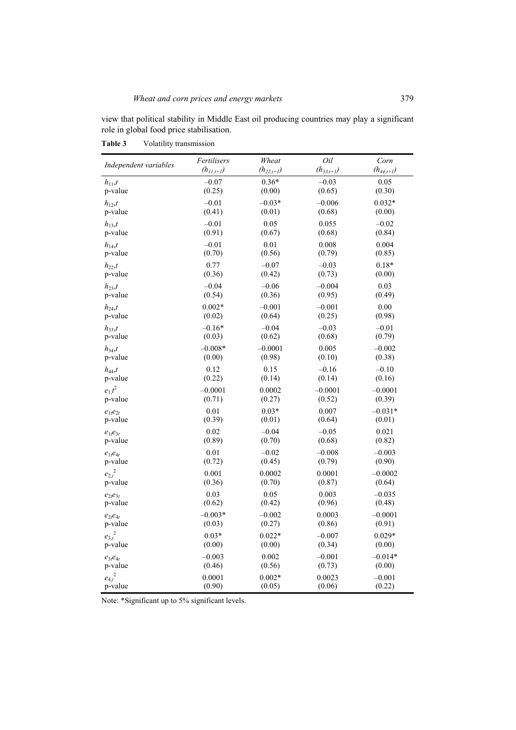view that political stability in Middle East oil producing countries may play a significant role in global food price stabilisation.

**Table 3** Volatility transmission

| *Independent variables* | *Fertilisers* $(h_{11,t+1})$ | *Wheat* $(h_{22,t+1})$ | *Oil* $(h_{33,t+1})$ | *Corn* $(h_{44,t+1})$ |
|---|---|---|---|---|
| $h_{11},t$ | –0.07 | 0.36* | –0.03 | 0.05 |
| p-value | (0.25) | (0.00) | (0.65) | (0.30) |
| $h_{12},t$ | –0.01 | –0.03* | –0.006 | 0.032* |
| p-value | (0.41) | (0.01) | (0.68) | (0.00) |
| $h_{13},t$ | –0.01 | 0.05 | 0.055 | –0.02 |
| p-value | (0.91) | (0.67) | (0.68) | (0.84) |
| $h_{14},t$ | –0.01 | 0.01 | 0.008 | 0.004 |
| p-value | (0.70) | (0.56) | (0.79) | (0.85) |
| $h_{22},t$ | 0.77 | –0.07 | –0.03 | 0.18* |
| p-value | (0.36) | (0.42) | (0.73) | (0.00) |
| $h_{23},t$ | –0.04 | –0.06 | –0.004 | 0.03 |
| p-value | (0.54) | (0.36) | (0.95) | (0.49) |
| $h_{24},t$ | 0.002* | –0.001 | –0.001 | 0.00 |
| p-value | (0.02) | (0.64) | (0.25) | (0.98) |
| $h_{33},t$ | –0.16* | –0.04 | –0.03 | –0.01 |
| p-value | (0.03) | (0.62) | (0.68) | (0.79) |
| $h_{34},t$ | –0.008* | –0.0001 | 0.005 | –0.002 |
| p-value | (0.00) | (0.98) | (0.10) | (0.38) |
| $h_{44},t$ | 0.12 | 0.15 | –0.16 | –0.10 |
| p-value | (0.22) | (0.14) | (0.14) | (0.16) |
| $e_{1,t}^2$ | –0.0001 | 0.0002 | –0.0001 | –0.0001 |
| p-value | (0.71) | (0.27) | (0.52) | (0.39) |
| $e_{1t}e_{2t}$ | 0.01 | 0.03* | 0.007 | –0.031* |
| p-value | (0.39) | (0.01) | (0.64) | (0.01) |
| $e_{1t}e_{3t}$ | 0.02 | –0.04 | –0.05 | 0.021 |
| p-value | (0.89) | (0.70) | (0.68) | (0.82) |
| $e_{1t}e_{4t}$ | 0.01 | –0.02 | –0.008 | –0.003 |
| p-value | (0.72) | (0.45) | (0.79) | (0.90) |
| $e_{2,t}^2$ | 0.001 | 0.0002 | 0.0001 | –0.0002 |
| p-value | (0.36) | (0.70) | (0.87) | (0.64) |
| $e_{2t}e_{3t}$ | 0.03 | 0.05 | 0.003 | –0.035 |
| p-value | (0.62) | (0.42) | (0.96) | (0.48) |
| $e_{2t}e_{4t}$ | –0.003* | –0.002 | 0.0003 | –0.0001 |
| p-value | (0.03) | (0.27) | (0.86) | (0.91) |
| $e_{3,t}^2$ | 0.03* | 0.022* | –0.007 | 0.029* |
| p-value | (0.00) | (0.00) | (0.34) | (0.00) |
| $e_{3t}e_{4t}$ | –0.003 | 0.002 | –0.001 | –0.014* |
| p-value | (0.46) | (0.56) | (0.73) | (0.00) |
| $e_{4,t}^2$ | 0.0001 | 0.002* | 0.0023 | –0.001 |
| p-value | (0.90) | (0.05) | (0.06) | (0.22) |

Note: *Significant up to 5% significant levels.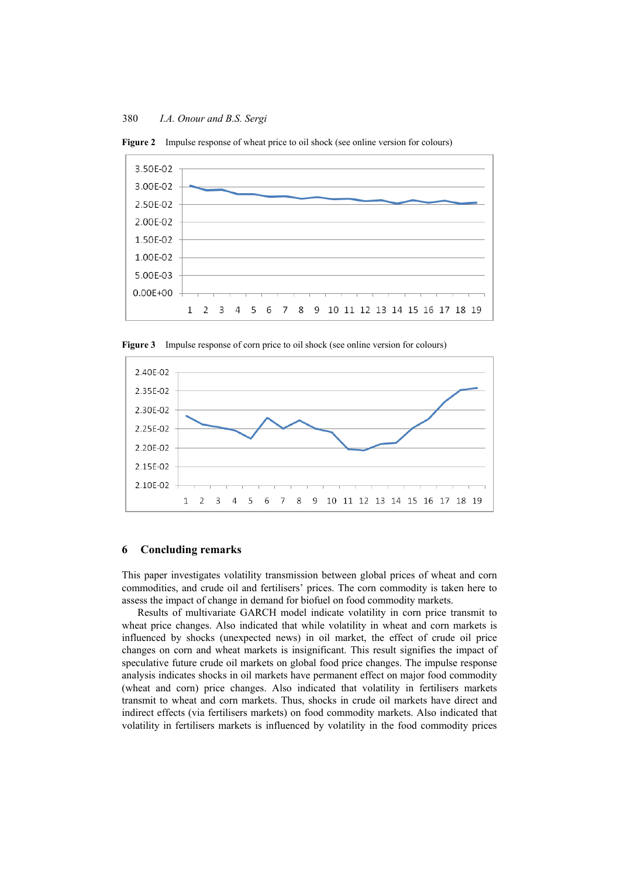**Figure 2** Impulse response of wheat price to oil shock (see online version for colours)

**Figure 3** Impulse response of corn price to oil shock (see online version for colours)

## 6 Concluding remarks

This paper investigates volatility transmission between global prices of wheat and corn commodities, and crude oil and fertilisers' prices. The corn commodity is taken here to assess the impact of change in demand for biofuel on food commodity markets.

Results of multivariate GARCH model indicate volatility in corn price transmit to wheat price changes. Also indicated that while volatility in wheat and corn markets is influenced by shocks (unexpected news) in oil market, the effect of crude oil price changes on corn and wheat markets is insignificant. This result signifies the impact of speculative future crude oil markets on global food price changes. The impulse response analysis indicates shocks in oil markets have permanent effect on major food commodity (wheat and corn) price changes. Also indicated that volatility in fertilisers markets transmit to wheat and corn markets. Thus, shocks in crude oil markets have direct and indirect effects (via fertilisers markets) on food commodity markets. Also indicated that volatility in fertilisers markets is influenced by volatility in the food commodity prices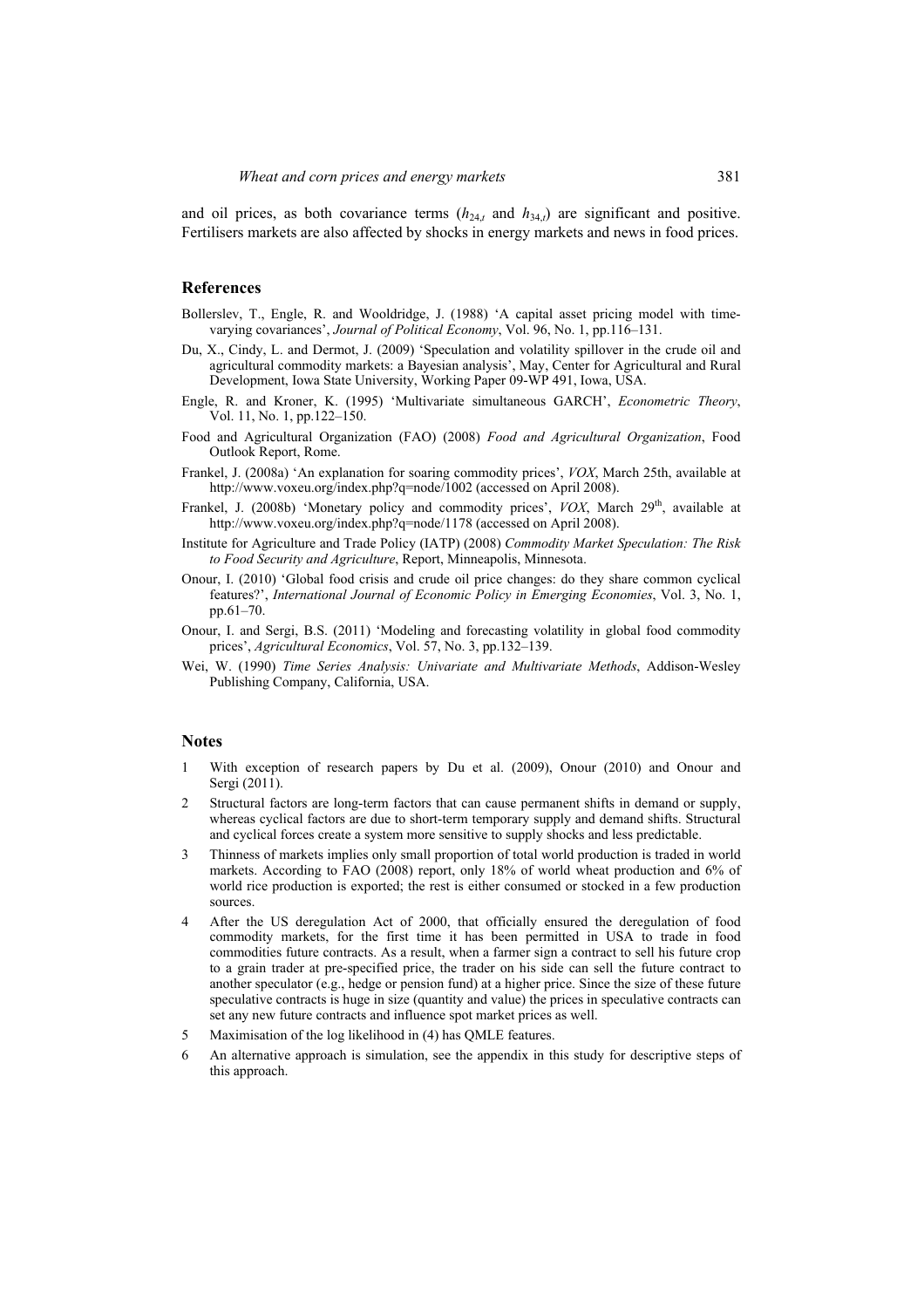and oil prices, as both covariance terms ($h_{24,t}$ and $h_{34,t}$) are significant and positive. Fertilisers markets are also affected by shocks in energy markets and news in food prices.

## References

Bollerslev, T., Engle, R. and Wooldridge, J. (1988) 'A capital asset pricing model with time-varying covariances', *Journal of Political Economy*, Vol. 96, No. 1, pp.116–131.

Du, X., Cindy, L. and Dermot, J. (2009) 'Speculation and volatility spillover in the crude oil and agricultural commodity markets: a Bayesian analysis', May, Center for Agricultural and Rural Development, Iowa State University, Working Paper 09-WP 491, Iowa, USA.

Engle, R. and Kroner, K. (1995) 'Multivariate simultaneous GARCH', *Econometric Theory*, Vol. 11, No. 1, pp.122–150.

Food and Agricultural Organization (FAO) (2008) *Food and Agricultural Organization*, Food Outlook Report, Rome.

Frankel, J. (2008a) 'An explanation for soaring commodity prices', *VOX*, March 25th, available at http://www.voxeu.org/index.php?q=node/1002 (accessed on April 2008).

Frankel, J. (2008b) 'Monetary policy and commodity prices', *VOX*, March 29th, available at http://www.voxeu.org/index.php?q=node/1178 (accessed on April 2008).

Institute for Agriculture and Trade Policy (IATP) (2008) *Commodity Market Speculation: The Risk to Food Security and Agriculture*, Report, Minneapolis, Minnesota.

Onour, I. (2010) 'Global food crisis and crude oil price changes: do they share common cyclical features?', *International Journal of Economic Policy in Emerging Economies*, Vol. 3, No. 1, pp.61–70.

Onour, I. and Sergi, B.S. (2011) 'Modeling and forecasting volatility in global food commodity prices', *Agricultural Economics*, Vol. 57, No. 3, pp.132–139.

Wei, W. (1990) *Time Series Analysis: Univariate and Multivariate Methods*, Addison-Wesley Publishing Company, California, USA.

## Notes

1. With exception of research papers by Du et al. (2009), Onour (2010) and Onour and Sergi (2011).
2. Structural factors are long-term factors that can cause permanent shifts in demand or supply, whereas cyclical factors are due to short-term temporary supply and demand shifts. Structural and cyclical forces create a system more sensitive to supply shocks and less predictable.
3. Thinness of markets implies only small proportion of total world production is traded in world markets. According to FAO (2008) report, only 18% of world wheat production and 6% of world rice production is exported; the rest is either consumed or stocked in a few production sources.
4. After the US deregulation Act of 2000, that officially ensured the deregulation of food commodity markets, for the first time it has been permitted in USA to trade in food commodities future contracts. As a result, when a farmer sign a contract to sell his future crop to a grain trader at pre-specified price, the trader on his side can sell the future contract to another speculator (e.g., hedge or pension fund) at a higher price. Since the size of these future speculative contracts is huge in size (quantity and value) the prices in speculative contracts can set any new future contracts and influence spot market prices as well.
5. Maximisation of the log likelihood in (4) has QMLE features.
6. An alternative approach is simulation, see the appendix in this study for descriptive steps of this approach.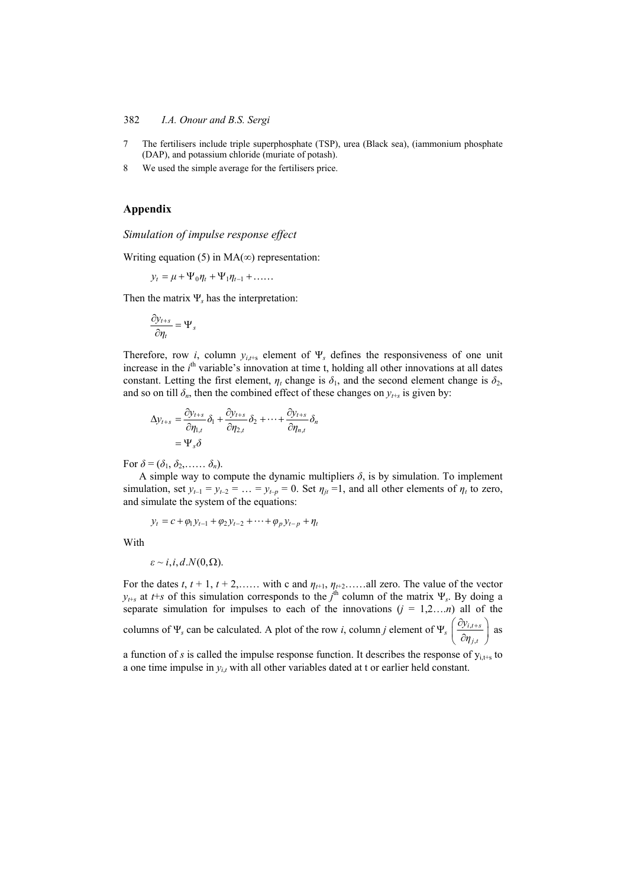7 The fertilisers include triple superphosphate (TSP), urea (Black sea), (iammonium phosphate (DAP), and potassium chloride (muriate of potash).

8 We used the simple average for the fertilisers price.

## Appendix

### *Simulation of impulse response effect*

Writing equation (5) in MA(∞) representation:

$$y_t = \mu + \Psi_0 \eta_t + \Psi_1 \eta_{t-1} + \ldots\ldots$$

Then the matrix $\Psi_s$ has the interpretation:

$$\frac{\partial y_{t+s}}{\partial \eta_t} = \Psi_s$$

Therefore, row $i$, column $y_{i,t+s}$ element of $\Psi_s$ defines the responsiveness of one unit increase in the $i^{\text{th}}$ variable's innovation at time t, holding all other innovations at all dates constant. Letting the first element, $\eta_t$ change is $\delta_1$, and the second element change is $\delta_2$, and so on till $\delta_n$, then the combined effect of these changes on $y_{t+s}$ is given by:

$$\begin{aligned}
\Delta y_{t+s} &= \frac{\partial y_{t+s}}{\partial \eta_{1,t}} \delta_1 + \frac{\partial y_{t+s}}{\partial \eta_{2,t}} \delta_2 + \cdots + \frac{\partial y_{t+s}}{\partial \eta_{n,t}} \delta_n \\
&= \Psi_s \delta
\end{aligned}$$

For $\delta = (\delta_1, \delta_2, \ldots\ldots \delta_n)$.

A simple way to compute the dynamic multipliers $\delta$, is by simulation. To implement simulation, set $y_{t-1} = y_{t-2} = \ldots = y_{t-p} = 0$. Set $\eta_{jt} = 1$, and all other elements of $\eta_t$ to zero, and simulate the system of the equations:

$$y_t = c + \varphi_1 y_{t-1} + \varphi_2 y_{t-2} + \cdots + \varphi_p y_{t-p} + \eta_t$$

With

$$\varepsilon \sim i,i,d.N(0,\Omega).$$

For the dates $t$, $t + 1$, $t + 2$,…… with c and $\eta_{t+1}$, $\eta_{t+2}$……all zero. The value of the vector $y_{t+s}$ at $t+s$ of this simulation corresponds to the $j^{\text{th}}$ column of the matrix $\Psi_s$. By doing a separate simulation for impulses to each of the innovations ($j$ = 1,2….$n$) all of the columns of $\Psi_s$ can be calculated. A plot of the row $i$, column $j$ element of $\Psi_s \left( \frac{\partial y_{i,t+s}}{\partial \eta_{j,t}} \right)$ as a function of $s$ is called the impulse response function. It describes the response of $y_{i,t+s}$ to a one time impulse in $y_{i,t}$ with all other variables dated at t or earlier held constant.